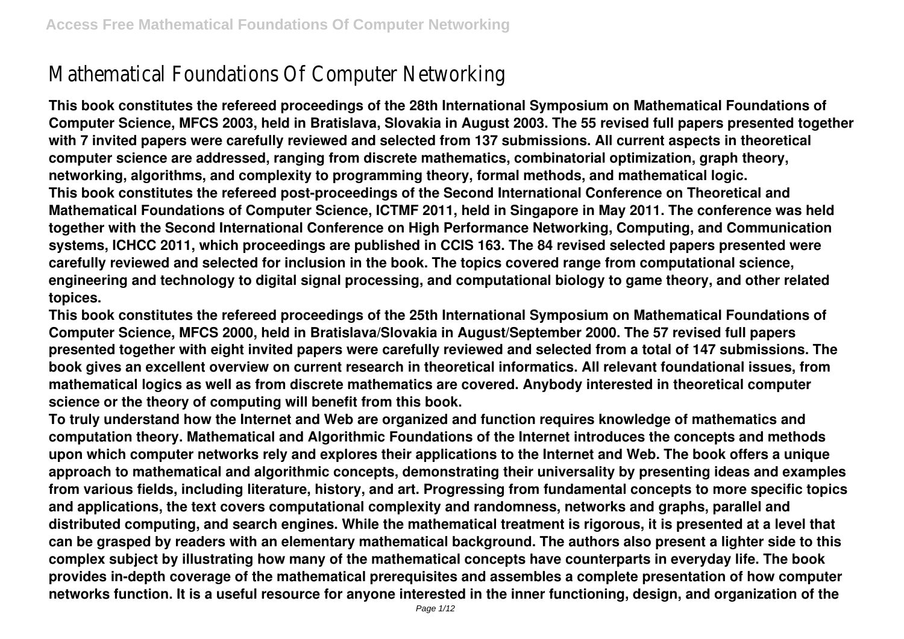# Mathematical Foundations Of Computer Networking

**This book constitutes the refereed proceedings of the 28th International Symposium on Mathematical Foundations of Computer Science, MFCS 2003, held in Bratislava, Slovakia in August 2003. The 55 revised full papers presented together with 7 invited papers were carefully reviewed and selected from 137 submissions. All current aspects in theoretical computer science are addressed, ranging from discrete mathematics, combinatorial optimization, graph theory, networking, algorithms, and complexity to programming theory, formal methods, and mathematical logic.**

**This book constitutes the refereed post-proceedings of the Second International Conference on Theoretical and Mathematical Foundations of Computer Science, ICTMF 2011, held in Singapore in May 2011. The conference was held together with the Second International Conference on High Performance Networking, Computing, and Communication systems, ICHCC 2011, which proceedings are published in CCIS 163. The 84 revised selected papers presented were carefully reviewed and selected for inclusion in the book. The topics covered range from computational science, engineering and technology to digital signal processing, and computational biology to game theory, and other related topices.**

**This book constitutes the refereed proceedings of the 25th International Symposium on Mathematical Foundations of Computer Science, MFCS 2000, held in Bratislava/Slovakia in August/September 2000. The 57 revised full papers presented together with eight invited papers were carefully reviewed and selected from a total of 147 submissions. The book gives an excellent overview on current research in theoretical informatics. All relevant foundational issues, from mathematical logics as well as from discrete mathematics are covered. Anybody interested in theoretical computer science or the theory of computing will benefit from this book.**

**To truly understand how the Internet and Web are organized and function requires knowledge of mathematics and computation theory. Mathematical and Algorithmic Foundations of the Internet introduces the concepts and methods upon which computer networks rely and explores their applications to the Internet and Web. The book offers a unique approach to mathematical and algorithmic concepts, demonstrating their universality by presenting ideas and examples from various fields, including literature, history, and art. Progressing from fundamental concepts to more specific topics and applications, the text covers computational complexity and randomness, networks and graphs, parallel and distributed computing, and search engines. While the mathematical treatment is rigorous, it is presented at a level that can be grasped by readers with an elementary mathematical background. The authors also present a lighter side to this complex subject by illustrating how many of the mathematical concepts have counterparts in everyday life. The book provides in-depth coverage of the mathematical prerequisites and assembles a complete presentation of how computer networks function. It is a useful resource for anyone interested in the inner functioning, design, and organization of the**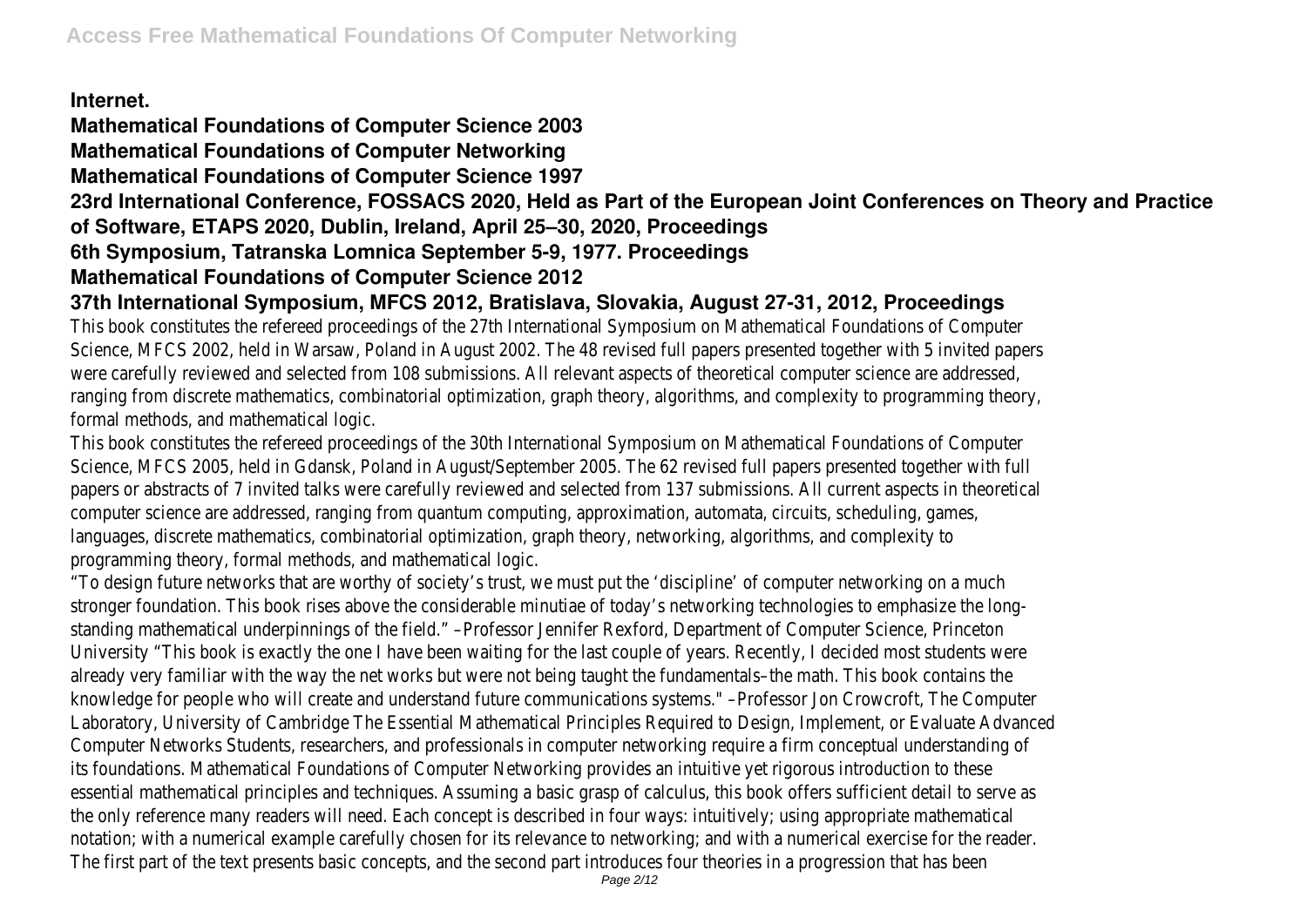**Internet.**

**Mathematical Foundations of Computer Science 2003**

**Mathematical Foundations of Computer Networking**

**Mathematical Foundations of Computer Science 1997**

**23rd International Conference, FOSSACS 2020, Held as Part of the European Joint Conferences on Theory and Practice of Software, ETAPS 2020, Dublin, Ireland, April 25–30, 2020, Proceedings**

**6th Symposium, Tatranska Lomnica September 5-9, 1977. Proceedings**

**Mathematical Foundations of Computer Science 2012**

**37th International Symposium, MFCS 2012, Bratislava, Slovakia, August 27-31, 2012, Proceedings**

This book constitutes the refereed proceedings of the 27th International Symposium on Mathematical Foundations of Computer Science, MFCS 2002, held in Warsaw, Poland in August 2002. The 48 revised full papers presented together with 5 invited papers were carefully reviewed and selected from 108 submissions. All relevant aspects of theoretical computer science are addressed, ranging from discrete mathematics, combinatorial optimization, graph theory, algorithms, and complexity to programming theory, formal methods, and mathematical logic.

This book constitutes the refereed proceedings of the 30th International Symposium on Mathematical Foundations of Computer Science, MFCS 2005, held in Gdansk, Poland in August/September 2005. The 62 revised full papers presented together with full papers or abstracts of 7 invited talks were carefully reviewed and selected from 137 submissions. All current aspects in theoretical computer science are addressed, ranging from quantum computing, approximation, automata, circuits, scheduling, games, languages, discrete mathematics, combinatorial optimization, graph theory, networking, algorithms, and complexity to programming theory, formal methods, and mathematical logic.

"To design future networks that are worthy of society's trust, we must put the 'discipline' of computer networking on a much stronger foundation. This book rises above the considerable minutiae of today's networking technologies to emphasize the long-standing mathematical underpinnings of the field." –Professor Jennifer Rexford, Department of Computer Science, Princeton University "This book is exactly the one I have been waiting for the last couple of years. Recently, I decided most students were already very familiar with the way the net works but were not being taught the fundamentals–the math. This book contains the knowledge for people who will create and understand future communications systems." –Professor Jon Crowcroft, The Computer Laboratory, University of Cambridge The Essential Mathematical Principles Required to Design, Implement, or Evaluate Advanced Computer Networks Students, researchers, and professionals in computer networking require a firm conceptual understanding of its foundations. Mathematical Foundations of Computer Networking provides an intuitive yet rigorous introduction to these essential mathematical principles and techniques. Assuming a basic grasp of calculus, this book offers sufficient detail to serve as the only reference many readers will need. Each concept is described in four ways: intuitively; using appropriate mathematical notation; with a numerical example carefully chosen for its relevance to networking; and with a numerical exercise for the reader. The first part of the text presents basic concepts, and the second part introduces four theories in a progression that has been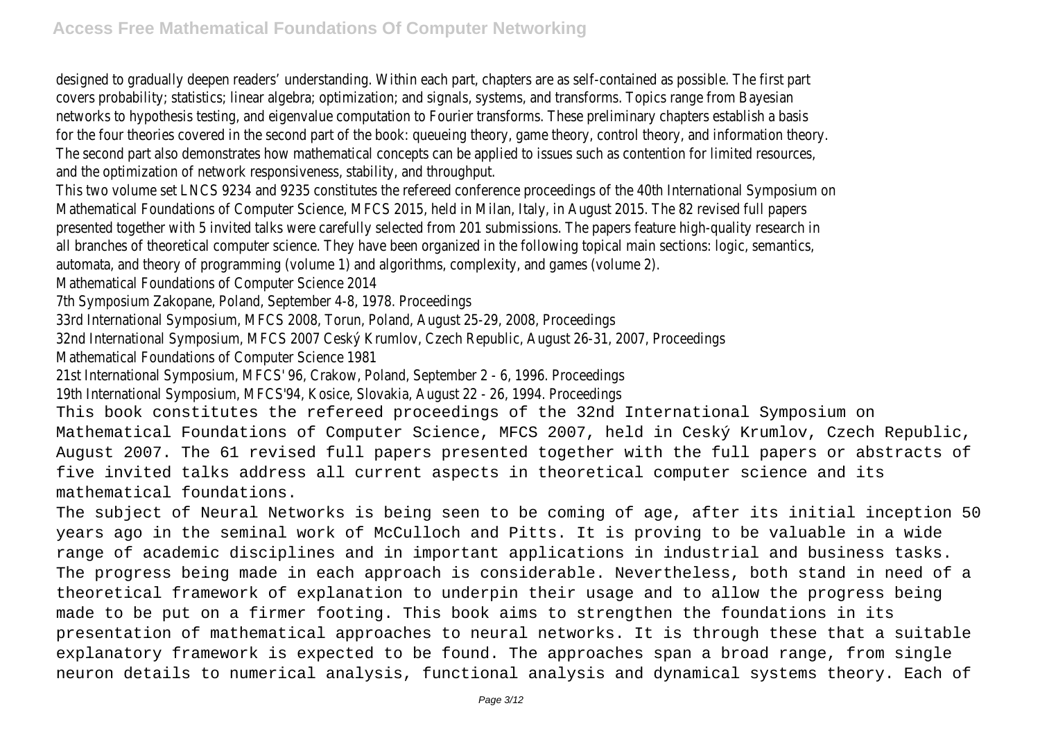designed to gradually deepen readers' understanding. Within each part, chapters are as self-contained as possible. The first part covers probability; statistics; linear algebra; optimization; and signals, systems, and transforms. Topics range from Bayesian networks to hypothesis testing, and eigenvalue computation to Fourier transforms. These preliminary chapters establish a basis for the four theories covered in the second part of the book: queueing theory, game theory, control theory, and information theory. The second part also demonstrates how mathematical concepts can be applied to issues such as contention for limited resources, and the optimization of network responsiveness, stability, and throughput.

This two volume set LNCS 9234 and 9235 constitutes the refereed conference proceedings of the 40th International Symposium on Mathematical Foundations of Computer Science, MFCS 2015, held in Milan, Italy, in August 2015. The 82 revised full papers presented together with 5 invited talks were carefully selected from 201 submissions. The papers feature high-quality research in all branches of theoretical computer science. They have been organized in the following topical main sections: logic, semantics, automata, and theory of programming (volume 1) and algorithms, complexity, and games (volume 2).

Mathematical Foundations of Computer Science 2014

7th Symposium Zakopane, Poland, September 4-8, 1978. Proceedings

33rd International Symposium, MFCS 2008, Torun, Poland, August 25-29, 2008, Proceedings

32nd International Symposium, MFCS 2007 Ceský Krumlov, Czech Republic, August 26-31, 2007, Proceedings

Mathematical Foundations of Computer Science 1981

21st International Symposium, MFCS' 96, Crakow, Poland, September 2 - 6, 1996. Proceedings

19th International Symposium, MFCS'94, Kosice, Slovakia, August 22 - 26, 1994. Proceedings

This book constitutes the refereed proceedings of the 32nd International Symposium on Mathematical Foundations of Computer Science, MFCS 2007, held in Ceský Krumlov, Czech Republic, August 2007. The 61 revised full papers presented together with the full papers or abstracts of five invited talks address all current aspects in theoretical computer science and its mathematical foundations.

The subject of Neural Networks is being seen to be coming of age, after its initial inception 50 years ago in the seminal work of McCulloch and Pitts. It is proving to be valuable in a wide range of academic disciplines and in important applications in industrial and business tasks. The progress being made in each approach is considerable. Nevertheless, both stand in need of a theoretical framework of explanation to underpin their usage and to allow the progress being made to be put on a firmer footing. This book aims to strengthen the foundations in its presentation of mathematical approaches to neural networks. It is through these that a suitable explanatory framework is expected to be found. The approaches span a broad range, from single neuron details to numerical analysis, functional analysis and dynamical systems theory. Each of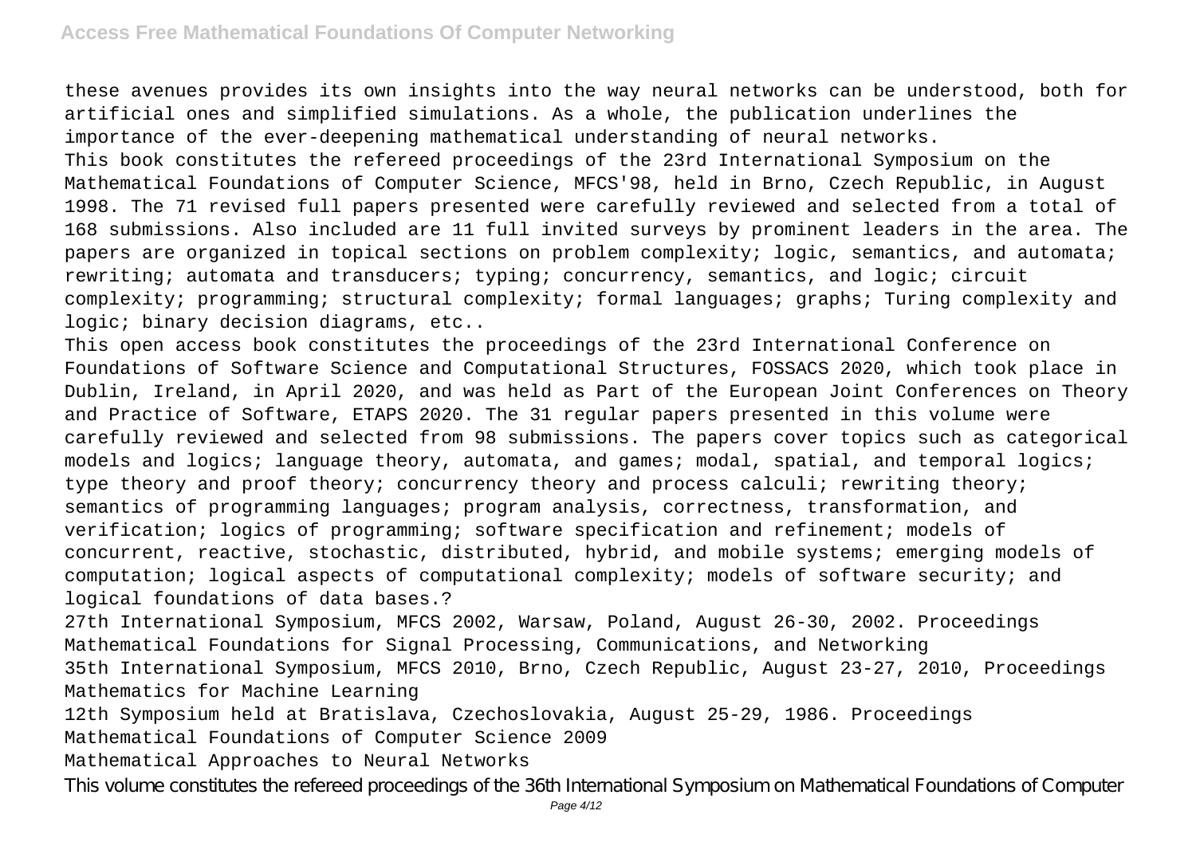these avenues provides its own insights into the way neural networks can be understood, both for artificial ones and simplified simulations. As a whole, the publication underlines the importance of the ever-deepening mathematical understanding of neural networks.

This book constitutes the refereed proceedings of the 23rd International Symposium on the Mathematical Foundations of Computer Science, MFCS'98, held in Brno, Czech Republic, in August 1998. The 71 revised full papers presented were carefully reviewed and selected from a total of 168 submissions. Also included are 11 full invited surveys by prominent leaders in the area. The papers are organized in topical sections on problem complexity; logic, semantics, and automata; rewriting; automata and transducers; typing; concurrency, semantics, and logic; circuit complexity; programming; structural complexity; formal languages; graphs; Turing complexity and logic; binary decision diagrams, etc..

This open access book constitutes the proceedings of the 23rd International Conference on Foundations of Software Science and Computational Structures, FOSSACS 2020, which took place in Dublin, Ireland, in April 2020, and was held as Part of the European Joint Conferences on Theory and Practice of Software, ETAPS 2020. The 31 regular papers presented in this volume were carefully reviewed and selected from 98 submissions. The papers cover topics such as categorical models and logics; language theory, automata, and games; modal, spatial, and temporal logics; type theory and proof theory; concurrency theory and process calculi; rewriting theory; semantics of programming languages; program analysis, correctness, transformation, and verification; logics of programming; software specification and refinement; models of concurrent, reactive, stochastic, distributed, hybrid, and mobile systems; emerging models of computation; logical aspects of computational complexity; models of software security; and logical foundations of data bases.?

27th International Symposium, MFCS 2002, Warsaw, Poland, August 26-30, 2002. Proceedings

Mathematical Foundations for Signal Processing, Communications, and Networking

35th International Symposium, MFCS 2010, Brno, Czech Republic, August 23-27, 2010, Proceedings

Mathematics for Machine Learning

12th Symposium held at Bratislava, Czechoslovakia, August 25-29, 1986. Proceedings

Mathematical Foundations of Computer Science 2009

Mathematical Approaches to Neural Networks

This volume constitutes the refereed proceedings of the 36th International Symposium on Mathematical Foundations of Computer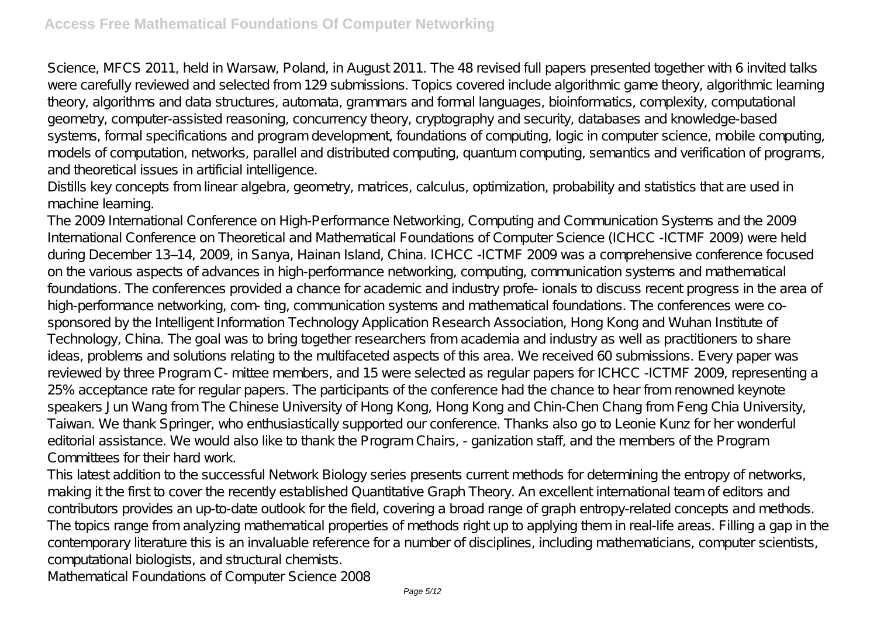Science, MFCS 2011, held in Warsaw, Poland, in August 2011. The 48 revised full papers presented together with 6 invited talks were carefully reviewed and selected from 129 submissions. Topics covered include algorithmic game theory, algorithmic learning theory, algorithms and data structures, automata, grammars and formal languages, bioinformatics, complexity, computational geometry, computer-assisted reasoning, concurrency theory, cryptography and security, databases and knowledge-based systems, formal specifications and program development, foundations of computing, logic in computer science, mobile computing, models of computation, networks, parallel and distributed computing, quantum computing, semantics and verification of programs, and theoretical issues in artificial intelligence.

Distills key concepts from linear algebra, geometry, matrices, calculus, optimization, probability and statistics that are used in machine learning.

The 2009 International Conference on High-Performance Networking, Computing and Communication Systems and the 2009 International Conference on Theoretical and Mathematical Foundations of Computer Science (ICHCC -ICTMF 2009) were held during December 13–14, 2009, in Sanya, Hainan Island, China. ICHCC -ICTMF 2009 was a comprehensive conference focused on the various aspects of advances in high-performance networking, computing, communication systems and mathematical foundations. The conferences provided a chance for academic and industry profe- ionals to discuss recent progress in the area of high-performance networking, com- ting, communication systems and mathematical foundations. The conferences were co-sponsored by the Intelligent Information Technology Application Research Association, Hong Kong and Wuhan Institute of Technology, China. The goal was to bring together researchers from academia and industry as well as practitioners to share ideas, problems and solutions relating to the multifaceted aspects of this area. We received 60 submissions. Every paper was reviewed by three Program C- mittee members, and 15 were selected as regular papers for ICHCC -ICTMF 2009, representing a 25% acceptance rate for regular papers. The participants of the conference had the chance to hear from renowned keynote speakers Jun Wang from The Chinese University of Hong Kong, Hong Kong and Chin-Chen Chang from Feng Chia University, Taiwan. We thank Springer, who enthusiastically supported our conference. Thanks also go to Leonie Kunz for her wonderful editorial assistance. We would also like to thank the Program Chairs, - ganization staff, and the members of the Program Committees for their hard work.

This latest addition to the successful Network Biology series presents current methods for determining the entropy of networks, making it the first to cover the recently established Quantitative Graph Theory. An excellent international team of editors and contributors provides an up-to-date outlook for the field, covering a broad range of graph entropy-related concepts and methods. The topics range from analyzing mathematical properties of methods right up to applying them in real-life areas. Filling a gap in the contemporary literature this is an invaluable reference for a number of disciplines, including mathematicians, computer scientists, computational biologists, and structural chemists.

Mathematical Foundations of Computer Science 2008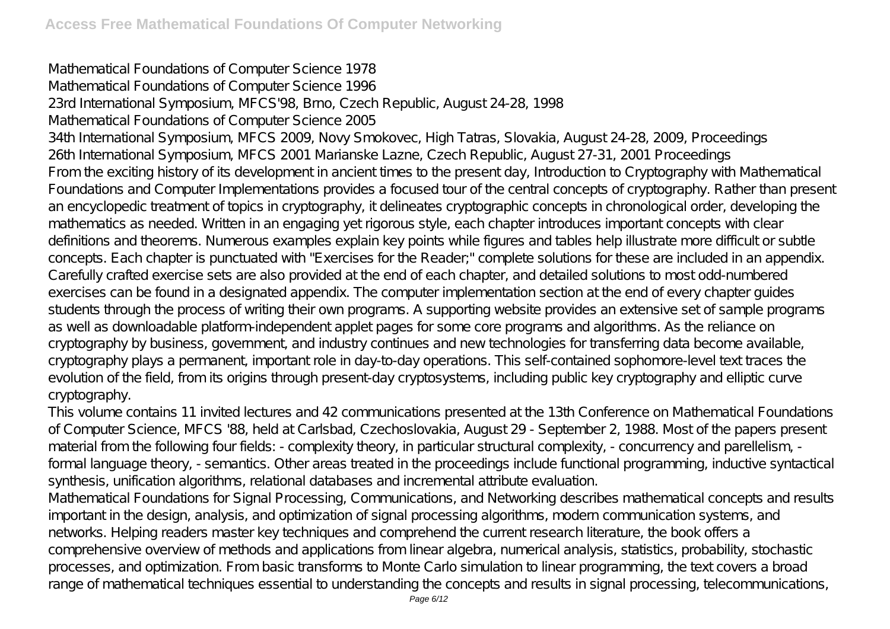Mathematical Foundations of Computer Science 1978

Mathematical Foundations of Computer Science 1996

23rd International Symposium, MFCS'98, Brno, Czech Republic, August 24-28, 1998

Mathematical Foundations of Computer Science 2005

34th International Symposium, MFCS 2009, Novy Smokovec, High Tatras, Slovakia, August 24-28, 2009, Proceedings

26th International Symposium, MFCS 2001 Marianske Lazne, Czech Republic, August 27-31, 2001 Proceedings

From the exciting history of its development in ancient times to the present day, Introduction to Cryptography with Mathematical Foundations and Computer Implementations provides a focused tour of the central concepts of cryptography. Rather than present an encyclopedic treatment of topics in cryptography, it delineates cryptographic concepts in chronological order, developing the mathematics as needed. Written in an engaging yet rigorous style, each chapter introduces important concepts with clear definitions and theorems. Numerous examples explain key points while figures and tables help illustrate more difficult or subtle concepts. Each chapter is punctuated with "Exercises for the Reader;" complete solutions for these are included in an appendix. Carefully crafted exercise sets are also provided at the end of each chapter, and detailed solutions to most odd-numbered exercises can be found in a designated appendix. The computer implementation section at the end of every chapter guides students through the process of writing their own programs. A supporting website provides an extensive set of sample programs as well as downloadable platform-independent applet pages for some core programs and algorithms. As the reliance on cryptography by business, government, and industry continues and new technologies for transferring data become available, cryptography plays a permanent, important role in day-to-day operations. This self-contained sophomore-level text traces the evolution of the field, from its origins through present-day cryptosystems, including public key cryptography and elliptic curve cryptography.

This volume contains 11 invited lectures and 42 communications presented at the 13th Conference on Mathematical Foundations of Computer Science, MFCS '88, held at Carlsbad, Czechoslovakia, August 29 - September 2, 1988. Most of the papers present material from the following four fields: - complexity theory, in particular structural complexity, - concurrency and parellelism, - formal language theory, - semantics. Other areas treated in the proceedings include functional programming, inductive syntactical synthesis, unification algorithms, relational databases and incremental attribute evaluation.

Mathematical Foundations for Signal Processing, Communications, and Networking describes mathematical concepts and results important in the design, analysis, and optimization of signal processing algorithms, modern communication systems, and networks. Helping readers master key techniques and comprehend the current research literature, the book offers a comprehensive overview of methods and applications from linear algebra, numerical analysis, statistics, probability, stochastic processes, and optimization. From basic transforms to Monte Carlo simulation to linear programming, the text covers a broad range of mathematical techniques essential to understanding the concepts and results in signal processing, telecommunications,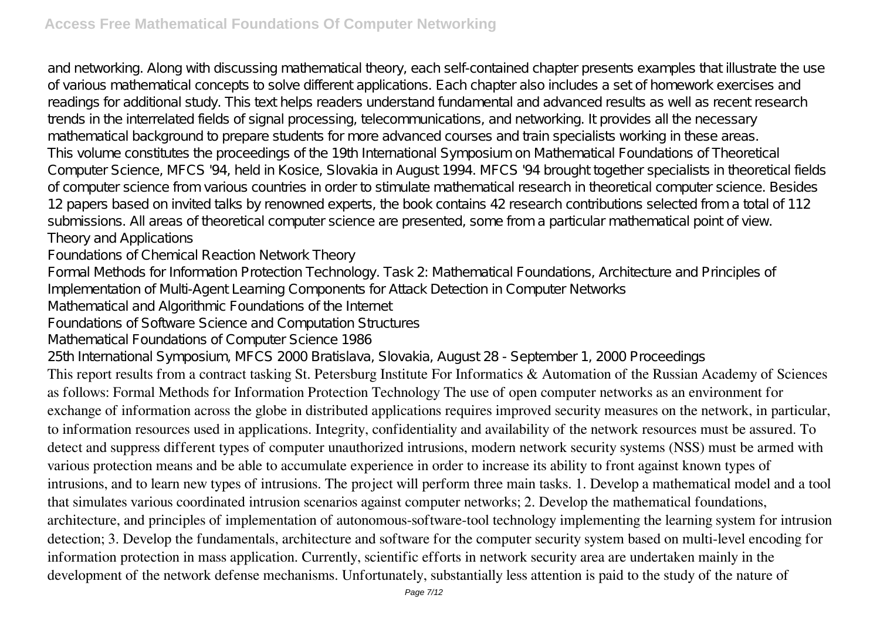and networking. Along with discussing mathematical theory, each self-contained chapter presents examples that illustrate the use of various mathematical concepts to solve different applications. Each chapter also includes a set of homework exercises and readings for additional study. This text helps readers understand fundamental and advanced results as well as recent research trends in the interrelated fields of signal processing, telecommunications, and networking. It provides all the necessary mathematical background to prepare students for more advanced courses and train specialists working in these areas.

This volume constitutes the proceedings of the 19th International Symposium on Mathematical Foundations of Theoretical Computer Science, MFCS '94, held in Kosice, Slovakia in August 1994. MFCS '94 brought together specialists in theoretical fields of computer science from various countries in order to stimulate mathematical research in theoretical computer science. Besides 12 papers based on invited talks by renowned experts, the book contains 42 research contributions selected from a total of 112 submissions. All areas of theoretical computer science are presented, some from a particular mathematical point of view.

Theory and Applications

Foundations of Chemical Reaction Network Theory

Formal Methods for Information Protection Technology. Task 2: Mathematical Foundations, Architecture and Principles of Implementation of Multi-Agent Learning Components for Attack Detection in Computer Networks

Mathematical and Algorithmic Foundations of the Internet

Foundations of Software Science and Computation Structures

Mathematical Foundations of Computer Science 1986

25th International Symposium, MFCS 2000 Bratislava, Slovakia, August 28 - September 1, 2000 Proceedings

This report results from a contract tasking St. Petersburg Institute For Informatics & Automation of the Russian Academy of Sciences as follows: Formal Methods for Information Protection Technology The use of open computer networks as an environment for exchange of information across the globe in distributed applications requires improved security measures on the network, in particular, to information resources used in applications. Integrity, confidentiality and availability of the network resources must be assured. To detect and suppress different types of computer unauthorized intrusions, modern network security systems (NSS) must be armed with various protection means and be able to accumulate experience in order to increase its ability to front against known types of intrusions, and to learn new types of intrusions. The project will perform three main tasks. 1. Develop a mathematical model and a tool that simulates various coordinated intrusion scenarios against computer networks; 2. Develop the mathematical foundations, architecture, and principles of implementation of autonomous-software-tool technology implementing the learning system for intrusion detection; 3. Develop the fundamentals, architecture and software for the computer security system based on multi-level encoding for information protection in mass application. Currently, scientific efforts in network security area are undertaken mainly in the development of the network defense mechanisms. Unfortunately, substantially less attention is paid to the study of the nature of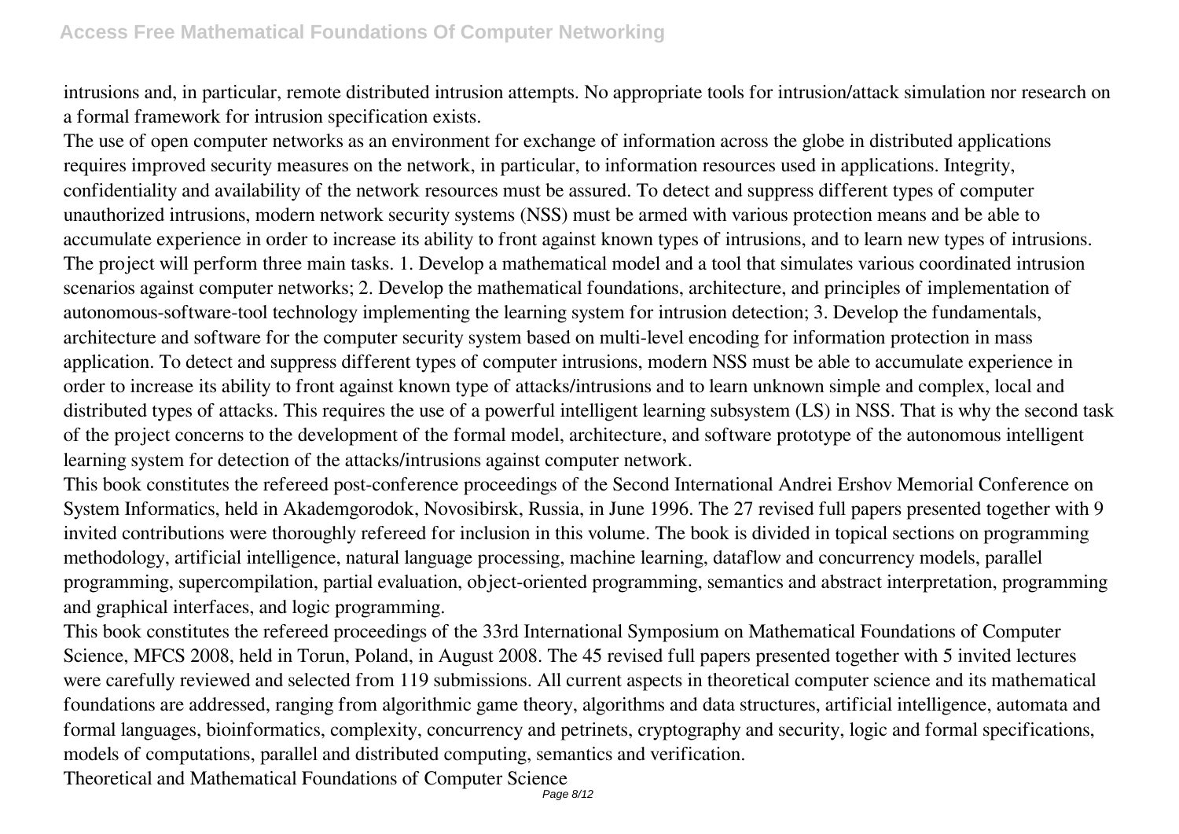intrusions and, in particular, remote distributed intrusion attempts. No appropriate tools for intrusion/attack simulation nor research on a formal framework for intrusion specification exists.

The use of open computer networks as an environment for exchange of information across the globe in distributed applications requires improved security measures on the network, in particular, to information resources used in applications. Integrity, confidentiality and availability of the network resources must be assured. To detect and suppress different types of computer unauthorized intrusions, modern network security systems (NSS) must be armed with various protection means and be able to accumulate experience in order to increase its ability to front against known types of intrusions, and to learn new types of intrusions. The project will perform three main tasks. 1. Develop a mathematical model and a tool that simulates various coordinated intrusion scenarios against computer networks; 2. Develop the mathematical foundations, architecture, and principles of implementation of autonomous-software-tool technology implementing the learning system for intrusion detection; 3. Develop the fundamentals, architecture and software for the computer security system based on multi-level encoding for information protection in mass application. To detect and suppress different types of computer intrusions, modern NSS must be able to accumulate experience in order to increase its ability to front against known type of attacks/intrusions and to learn unknown simple and complex, local and distributed types of attacks. This requires the use of a powerful intelligent learning subsystem (LS) in NSS. That is why the second task of the project concerns to the development of the formal model, architecture, and software prototype of the autonomous intelligent learning system for detection of the attacks/intrusions against computer network.

This book constitutes the refereed post-conference proceedings of the Second International Andrei Ershov Memorial Conference on System Informatics, held in Akademgorodok, Novosibirsk, Russia, in June 1996. The 27 revised full papers presented together with 9 invited contributions were thoroughly refereed for inclusion in this volume. The book is divided in topical sections on programming methodology, artificial intelligence, natural language processing, machine learning, dataflow and concurrency models, parallel programming, supercompilation, partial evaluation, object-oriented programming, semantics and abstract interpretation, programming and graphical interfaces, and logic programming.

This book constitutes the refereed proceedings of the 33rd International Symposium on Mathematical Foundations of Computer Science, MFCS 2008, held in Torun, Poland, in August 2008. The 45 revised full papers presented together with 5 invited lectures were carefully reviewed and selected from 119 submissions. All current aspects in theoretical computer science and its mathematical foundations are addressed, ranging from algorithmic game theory, algorithms and data structures, artificial intelligence, automata and formal languages, bioinformatics, complexity, concurrency and petrinets, cryptography and security, logic and formal specifications, models of computations, parallel and distributed computing, semantics and verification.

Theoretical and Mathematical Foundations of Computer Science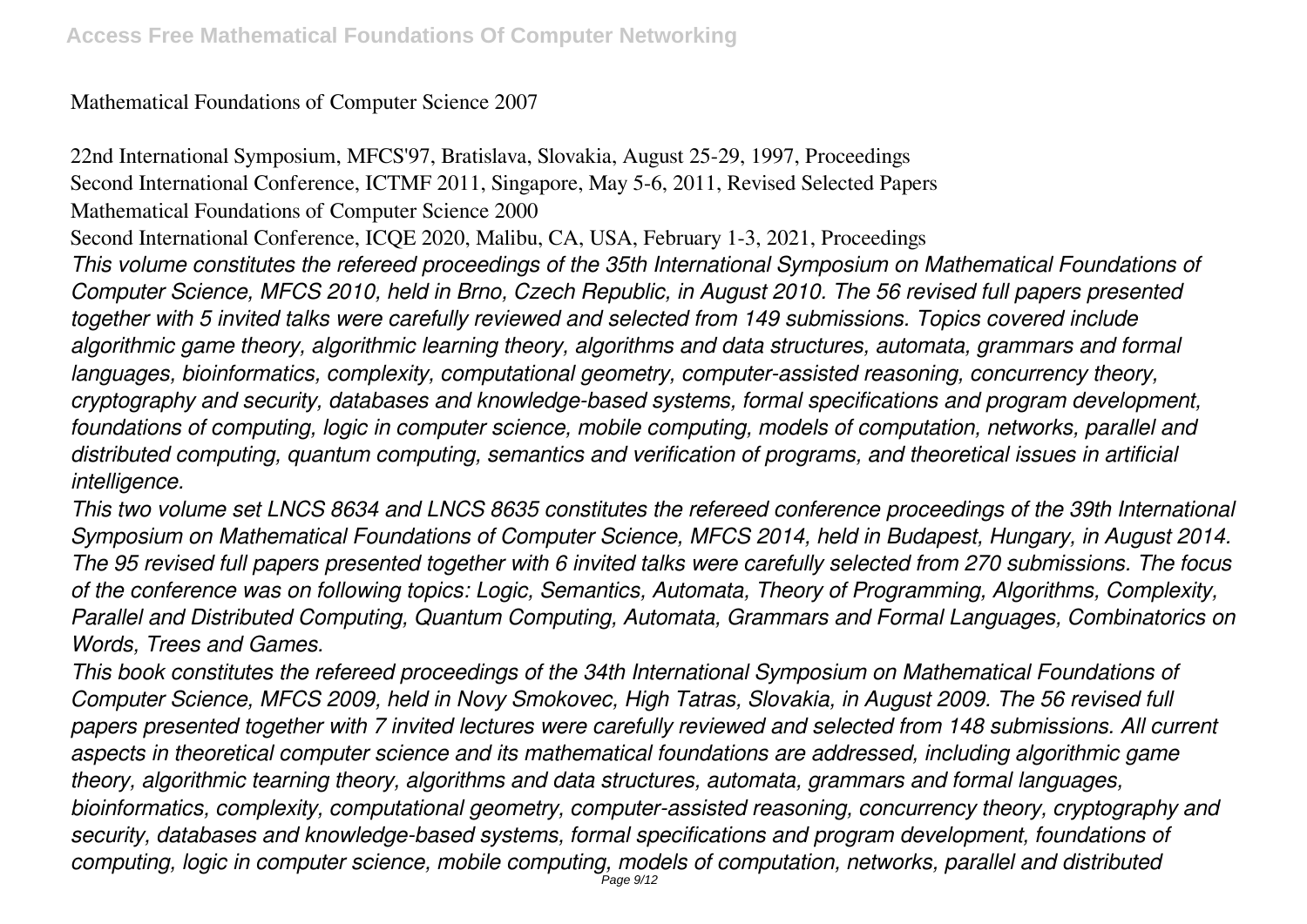Mathematical Foundations of Computer Science 2007

22nd International Symposium, MFCS'97, Bratislava, Slovakia, August 25-29, 1997, Proceedings
Second International Conference, ICTMF 2011, Singapore, May 5-6, 2011, Revised Selected Papers
Mathematical Foundations of Computer Science 2000
Second International Conference, ICQE 2020, Malibu, CA, USA, February 1-3, 2021, Proceedings

*This volume constitutes the refereed proceedings of the 35th International Symposium on Mathematical Foundations of Computer Science, MFCS 2010, held in Brno, Czech Republic, in August 2010. The 56 revised full papers presented together with 5 invited talks were carefully reviewed and selected from 149 submissions. Topics covered include algorithmic game theory, algorithmic learning theory, algorithms and data structures, automata, grammars and formal languages, bioinformatics, complexity, computational geometry, computer-assisted reasoning, concurrency theory, cryptography and security, databases and knowledge-based systems, formal specifications and program development, foundations of computing, logic in computer science, mobile computing, models of computation, networks, parallel and distributed computing, quantum computing, semantics and verification of programs, and theoretical issues in artificial intelligence.*

*This two volume set LNCS 8634 and LNCS 8635 constitutes the refereed conference proceedings of the 39th International Symposium on Mathematical Foundations of Computer Science, MFCS 2014, held in Budapest, Hungary, in August 2014. The 95 revised full papers presented together with 6 invited talks were carefully selected from 270 submissions. The focus of the conference was on following topics: Logic, Semantics, Automata, Theory of Programming, Algorithms, Complexity, Parallel and Distributed Computing, Quantum Computing, Automata, Grammars and Formal Languages, Combinatorics on Words, Trees and Games.*

*This book constitutes the refereed proceedings of the 34th International Symposium on Mathematical Foundations of Computer Science, MFCS 2009, held in Novy Smokovec, High Tatras, Slovakia, in August 2009. The 56 revised full papers presented together with 7 invited lectures were carefully reviewed and selected from 148 submissions. All current aspects in theoretical computer science and its mathematical foundations are addressed, including algorithmic game theory, algorithmic tearning theory, algorithms and data structures, automata, grammars and formal languages, bioinformatics, complexity, computational geometry, computer-assisted reasoning, concurrency theory, cryptography and security, databases and knowledge-based systems, formal specifications and program development, foundations of computing, logic in computer science, mobile computing, models of computation, networks, parallel and distributed*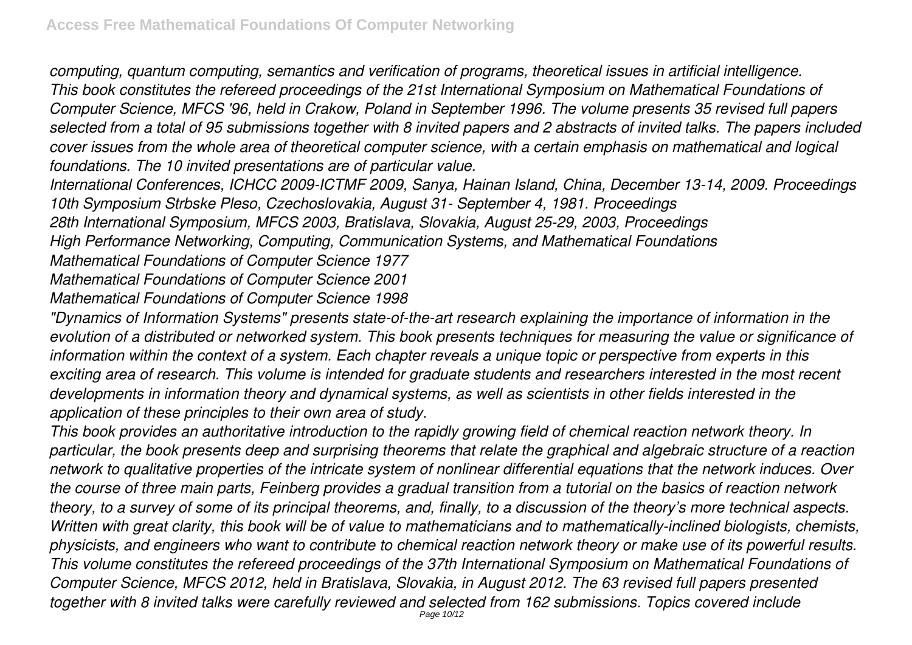*computing, quantum computing, semantics and verification of programs, theoretical issues in artificial intelligence.*
*This book constitutes the refereed proceedings of the 21st International Symposium on Mathematical Foundations of Computer Science, MFCS '96, held in Crakow, Poland in September 1996. The volume presents 35 revised full papers selected from a total of 95 submissions together with 8 invited papers and 2 abstracts of invited talks. The papers included cover issues from the whole area of theoretical computer science, with a certain emphasis on mathematical and logical foundations. The 10 invited presentations are of particular value.*
*International Conferences, ICHCC 2009-ICTMF 2009, Sanya, Hainan Island, China, December 13-14, 2009. Proceedings*
*10th Symposium Strbske Pleso, Czechoslovakia, August 31- September 4, 1981. Proceedings*
*28th International Symposium, MFCS 2003, Bratislava, Slovakia, August 25-29, 2003, Proceedings*
*High Performance Networking, Computing, Communication Systems, and Mathematical Foundations*
*Mathematical Foundations of Computer Science 1977*
*Mathematical Foundations of Computer Science 2001*
*Mathematical Foundations of Computer Science 1998*
*"Dynamics of Information Systems" presents state-of-the-art research explaining the importance of information in the evolution of a distributed or networked system. This book presents techniques for measuring the value or significance of information within the context of a system. Each chapter reveals a unique topic or perspective from experts in this exciting area of research. This volume is intended for graduate students and researchers interested in the most recent developments in information theory and dynamical systems, as well as scientists in other fields interested in the application of these principles to their own area of study.*
*This book provides an authoritative introduction to the rapidly growing field of chemical reaction network theory. In particular, the book presents deep and surprising theorems that relate the graphical and algebraic structure of a reaction network to qualitative properties of the intricate system of nonlinear differential equations that the network induces. Over the course of three main parts, Feinberg provides a gradual transition from a tutorial on the basics of reaction network theory, to a survey of some of its principal theorems, and, finally, to a discussion of the theory's more technical aspects. Written with great clarity, this book will be of value to mathematicians and to mathematically-inclined biologists, chemists, physicists, and engineers who want to contribute to chemical reaction network theory or make use of its powerful results.*
*This volume constitutes the refereed proceedings of the 37th International Symposium on Mathematical Foundations of Computer Science, MFCS 2012, held in Bratislava, Slovakia, in August 2012. The 63 revised full papers presented together with 8 invited talks were carefully reviewed and selected from 162 submissions. Topics covered include*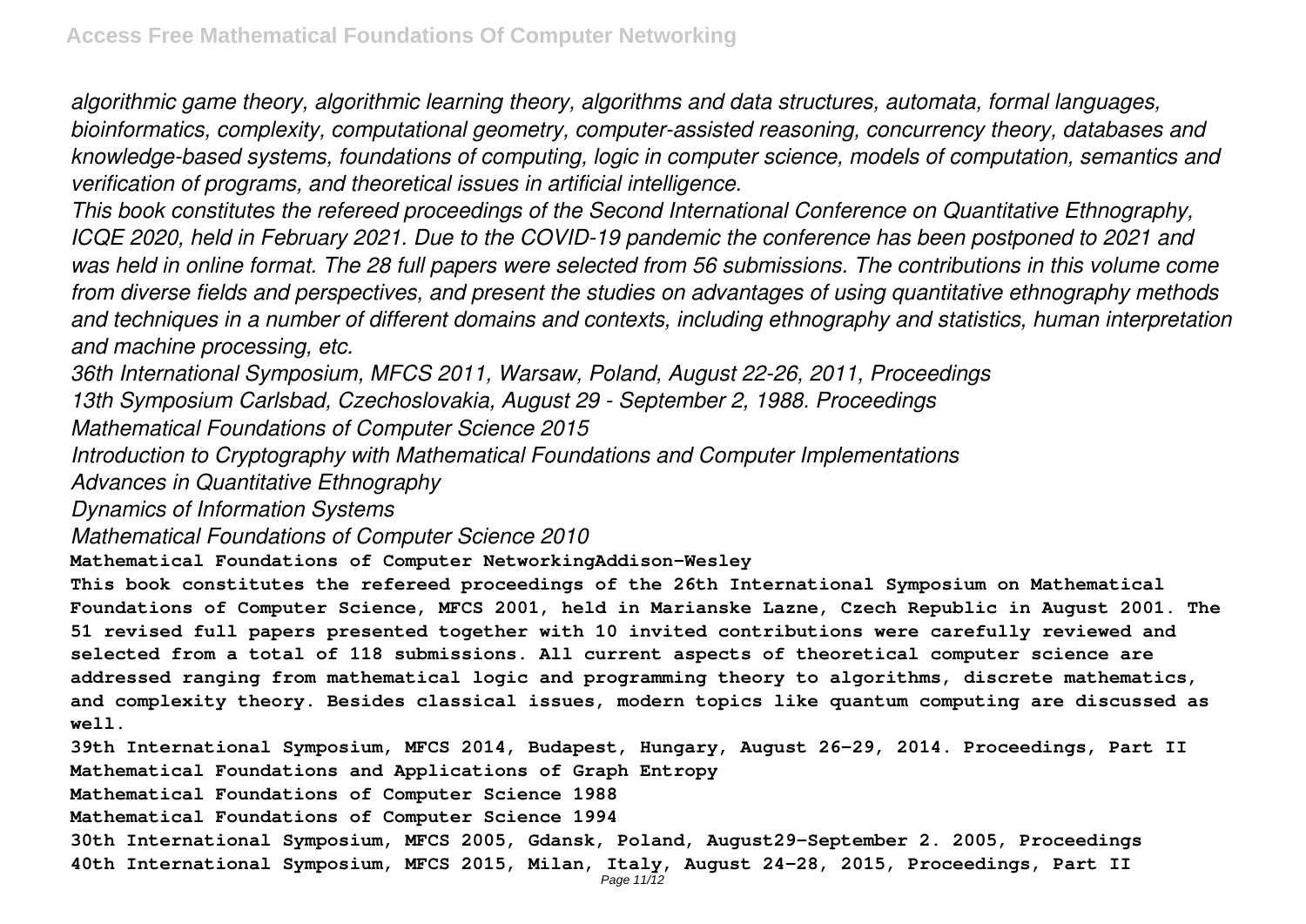*algorithmic game theory, algorithmic learning theory, algorithms and data structures, automata, formal languages, bioinformatics, complexity, computational geometry, computer-assisted reasoning, concurrency theory, databases and knowledge-based systems, foundations of computing, logic in computer science, models of computation, semantics and verification of programs, and theoretical issues in artificial intelligence.*

*This book constitutes the refereed proceedings of the Second International Conference on Quantitative Ethnography, ICQE 2020, held in February 2021. Due to the COVID-19 pandemic the conference has been postponed to 2021 and was held in online format. The 28 full papers were selected from 56 submissions. The contributions in this volume come from diverse fields and perspectives, and present the studies on advantages of using quantitative ethnography methods and techniques in a number of different domains and contexts, including ethnography and statistics, human interpretation and machine processing, etc.*

*36th International Symposium, MFCS 2011, Warsaw, Poland, August 22-26, 2011, Proceedings*

*13th Symposium Carlsbad, Czechoslovakia, August 29 - September 2, 1988. Proceedings*

*Mathematical Foundations of Computer Science 2015*

*Introduction to Cryptography with Mathematical Foundations and Computer Implementations*

*Advances in Quantitative Ethnography*

*Dynamics of Information Systems*

*Mathematical Foundations of Computer Science 2010*

**Mathematical Foundations of Computer NetworkingAddison-Wesley**

**This book constitutes the refereed proceedings of the 26th International Symposium on Mathematical Foundations of Computer Science, MFCS 2001, held in Marianske Lazne, Czech Republic in August 2001. The 51 revised full papers presented together with 10 invited contributions were carefully reviewed and selected from a total of 118 submissions. All current aspects of theoretical computer science are addressed ranging from mathematical logic and programming theory to algorithms, discrete mathematics, and complexity theory. Besides classical issues, modern topics like quantum computing are discussed as well.**

**39th International Symposium, MFCS 2014, Budapest, Hungary, August 26-29, 2014. Proceedings, Part II**

**Mathematical Foundations and Applications of Graph Entropy**

**Mathematical Foundations of Computer Science 1988**

**Mathematical Foundations of Computer Science 1994**

**30th International Symposium, MFCS 2005, Gdansk, Poland, August29-September 2. 2005, Proceedings**

**40th International Symposium, MFCS 2015, Milan, Italy, August 24-28, 2015, Proceedings, Part II**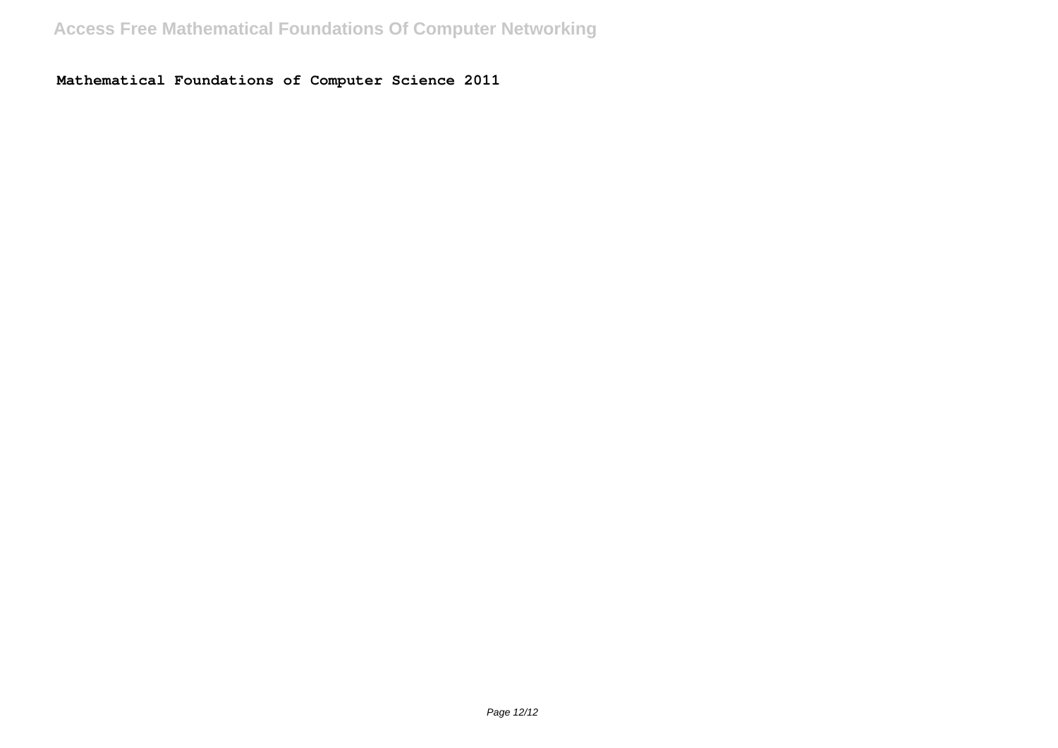**Mathematical Foundations of Computer Science 2011**